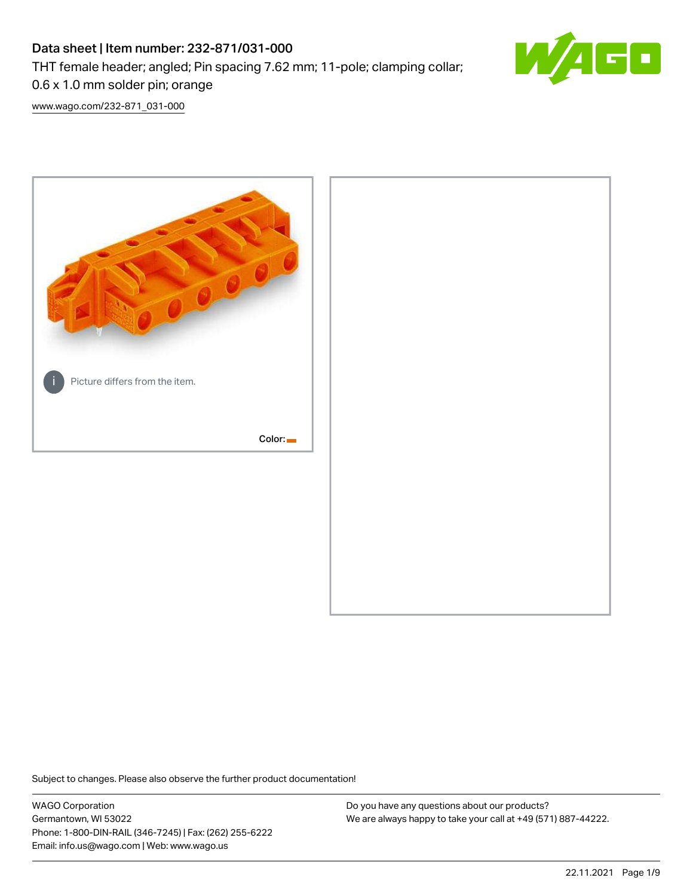# Data sheet | Item number: 232-871/031-000

THT female header; angled; Pin spacing 7.62 mm; 11-pole; clamping collar; 0.6 x 1.0 mm solder pin; orange

[www.wago.com/232-871_031-000](www.wago.com/232-871_031-000)

Picture differs from the item.

Color:

Subject to changes. Please also observe the further product documentation!

WAGO Corporation
Germantown, WI 53022
Phone: 1-800-DIN-RAIL (346-7245) | Fax: (262) 255-6222
Email: info.us@wago.com | Web: www.wago.us

Do you have any questions about our products?
We are always happy to take your call at +49 (571) 887-44222.

22.11.2021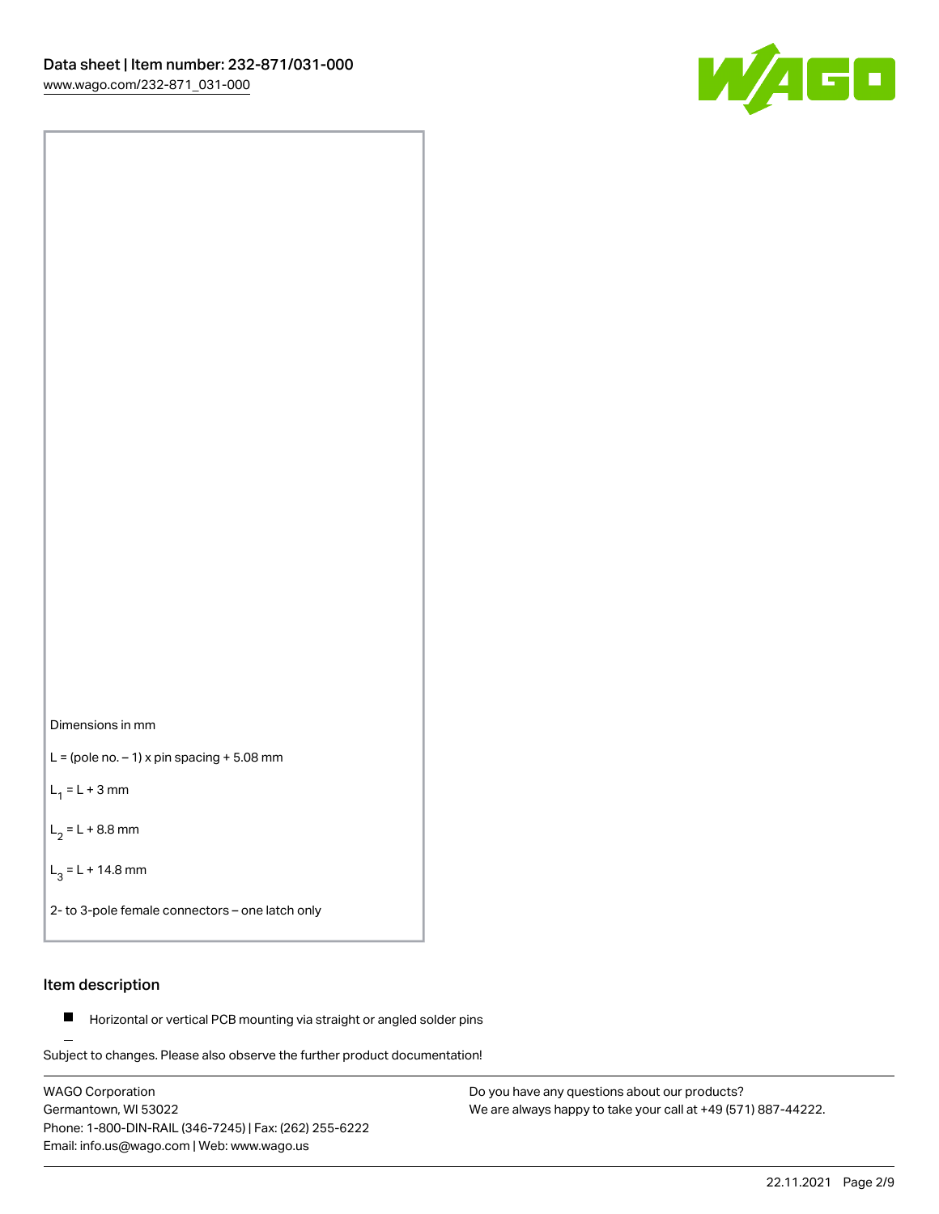Dimensions in mm

L = (pole no. – 1) x pin spacing + 5.08 mm

$L_1$ = L + 3 mm

$L_2$ = L + 8.8 mm

$L_3$ = L + 14.8 mm

2- to 3-pole female connectors – one latch only

## Item description

- Horizontal or vertical PCB mounting via straight or angled solder pins

Subject to changes. Please also observe the further product documentation!

WAGO Corporation
Germantown, WI 53022
Phone: 1-800-DIN-RAIL (346-7245) | Fax: (262) 255-6222
Email: info.us@wago.com | Web: www.wago.us

Do you have any questions about our products?
We are always happy to take your call at +49 (571) 887-44222.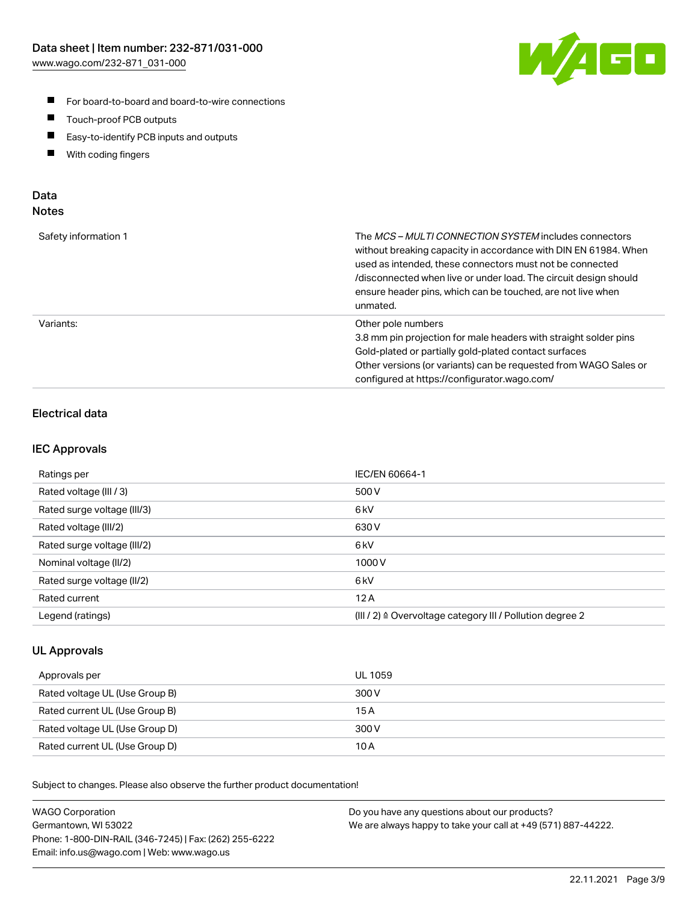- For board-to-board and board-to-wire connections
- Touch-proof PCB outputs
- Easy-to-identify PCB inputs and outputs
- With coding fingers

## Data
### Notes

| | |
|---|---|
| Safety information 1 | The *MCS – MULTI CONNECTION SYSTEM* includes connectors without breaking capacity in accordance with DIN EN 61984. When used as intended, these connectors must not be connected /disconnected when live or under load. The circuit design should ensure header pins, which can be touched, are not live when unmated. |
| Variants: | Other pole numbers<br>3.8 mm pin projection for male headers with straight solder pins<br>Gold-plated or partially gold-plated contact surfaces<br>Other versions (or variants) can be requested from WAGO Sales or configured at https://configurator.wago.com/ |

## Electrical data

### IEC Approvals

| | |
|---|---|
| Ratings per | IEC/EN 60664-1 |
| Rated voltage (III / 3) | 500 V |
| Rated surge voltage (III/3) | 6 kV |
| Rated voltage (III/2) | 630 V |
| Rated surge voltage (III/2) | 6 kV |
| Nominal voltage (II/2) | 1000 V |
| Rated surge voltage (II/2) | 6 kV |
| Rated current | 12 A |
| Legend (ratings) | (III / 2) ≙ Overvoltage category III / Pollution degree 2 |

### UL Approvals

| | |
|---|---|
| Approvals per | UL 1059 |
| Rated voltage UL (Use Group B) | 300 V |
| Rated current UL (Use Group B) | 15 A |
| Rated voltage UL (Use Group D) | 300 V |
| Rated current UL (Use Group D) | 10 A |

Subject to changes. Please also observe the further product documentation!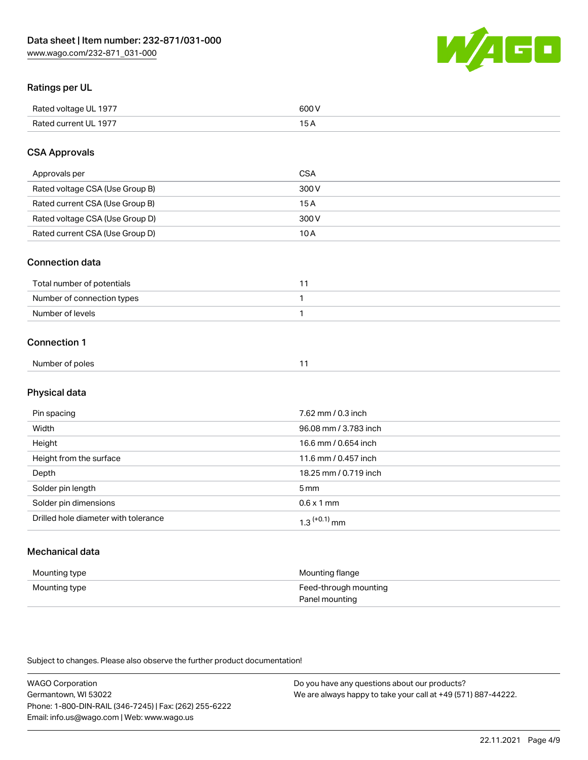## Ratings per UL

| | |
|---|---|
| Rated voltage UL 1977 | 600 V |
| Rated current UL 1977 | 15 A |

## CSA Approvals

| | |
|---|---|
| Approvals per | CSA |
| Rated voltage CSA (Use Group B) | 300 V |
| Rated current CSA (Use Group B) | 15 A |
| Rated voltage CSA (Use Group D) | 300 V |
| Rated current CSA (Use Group D) | 10 A |

## Connection data

| | |
|---|---|
| Total number of potentials | 11 |
| Number of connection types | 1 |
| Number of levels | 1 |

## Connection 1

| | |
|---|---|
| Number of poles | 11 |

## Physical data

| | |
|---|---|
| Pin spacing | 7.62 mm / 0.3 inch |
| Width | 96.08 mm / 3.783 inch |
| Height | 16.6 mm / 0.654 inch |
| Height from the surface | 11.6 mm / 0.457 inch |
| Depth | 18.25 mm / 0.719 inch |
| Solder pin length | 5 mm |
| Solder pin dimensions | 0.6 x 1 mm |
| Drilled hole diameter with tolerance | $1.3^{(+0.1)}$ mm |

## Mechanical data

| | |
|---|---|
| Mounting type | Mounting flange |
| Mounting type | Feed-through mounting<br>Panel mounting |

Subject to changes. Please also observe the further product documentation!

WAGO Corporation
Germantown, WI 53022
Phone: 1-800-DIN-RAIL (346-7245) | Fax: (262) 255-6222
Email: info.us@wago.com | Web: www.wago.us

Do you have any questions about our products?
We are always happy to take your call at +49 (571) 887-44222.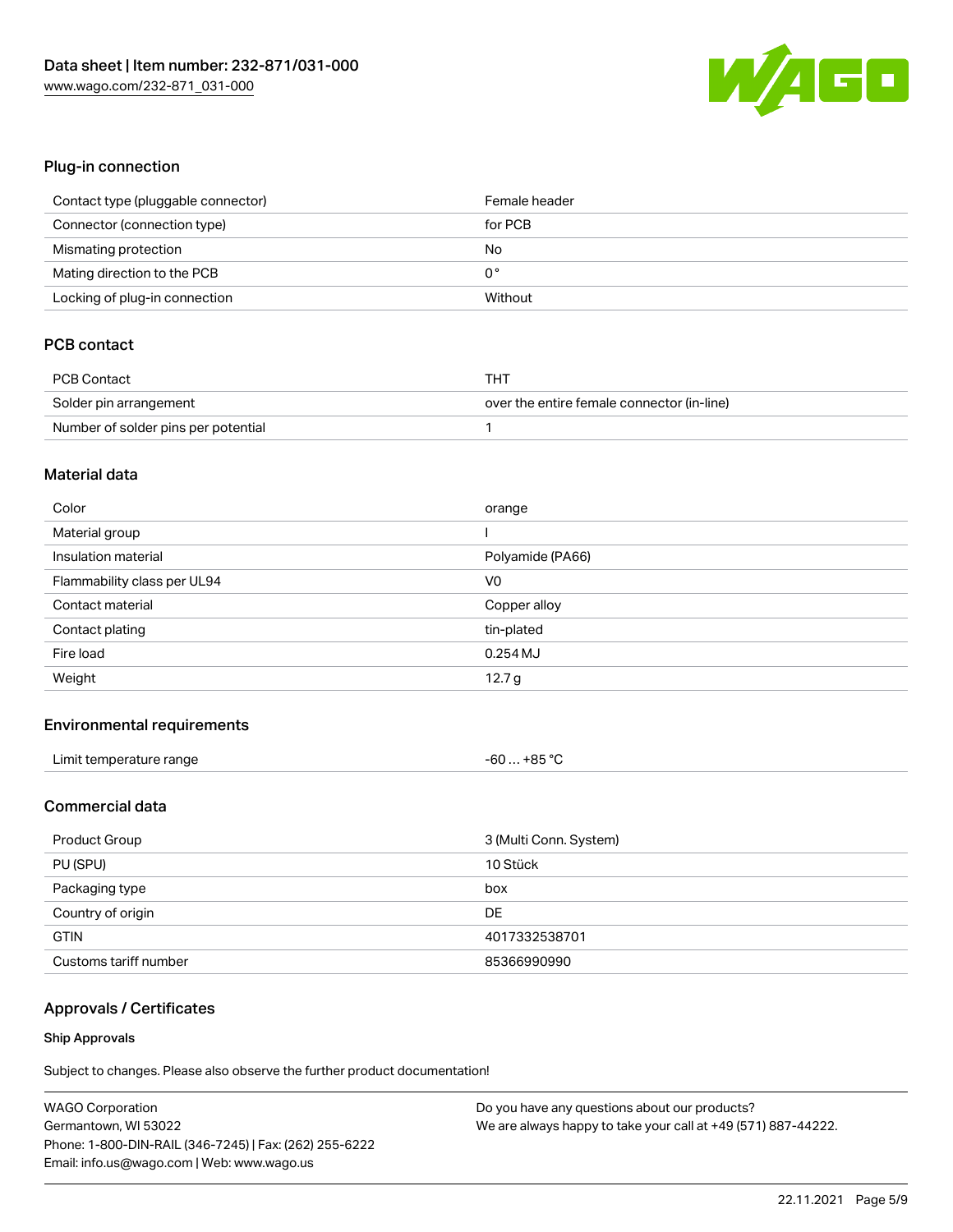## Plug-in connection

| | |
|---|---|
| Contact type (pluggable connector) | Female header |
| Connector (connection type) | for PCB |
| Mismating protection | No |
| Mating direction to the PCB | 0 ° |
| Locking of plug-in connection | Without |

## PCB contact

| | |
|---|---|
| PCB Contact | THT |
| Solder pin arrangement | over the entire female connector (in-line) |
| Number of solder pins per potential | 1 |

## Material data

| | |
|---|---|
| Color | orange |
| Material group | I |
| Insulation material | Polyamide (PA66) |
| Flammability class per UL94 | V0 |
| Contact material | Copper alloy |
| Contact plating | tin-plated |
| Fire load | 0.254 MJ |
| Weight | 12.7 g |

## Environmental requirements

| | |
|---|---|
| Limit temperature range | -60 … +85 °C |

## Commercial data

| | |
|---|---|
| Product Group | 3 (Multi Conn. System) |
| PU (SPU) | 10 Stück |
| Packaging type | box |
| Country of origin | DE |
| GTIN | 4017332538701 |
| Customs tariff number | 85366990990 |

## Approvals / Certificates

### Ship Approvals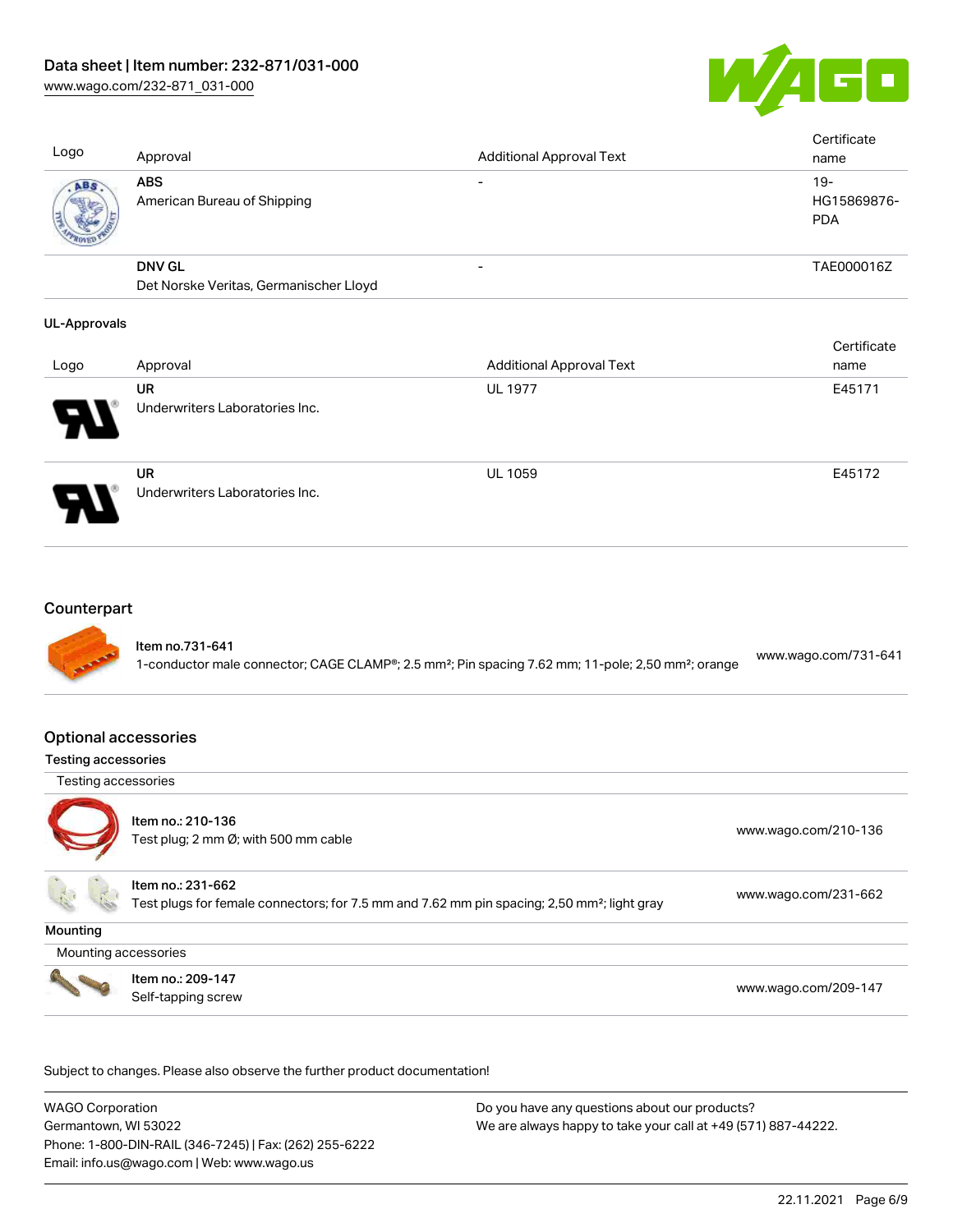| Logo | Approval | Additional Approval Text | Certificate name |
| --- | --- | --- | --- |
| | **ABS**<br>American Bureau of Shipping | - | 19-HG15869876-PDA |
| | **DNV GL**<br>Det Norske Veritas, Germanischer Lloyd | - | TAE000016Z |

**UL-Approvals**

| Logo | Approval | Additional Approval Text | Certificate name |
| --- | --- | --- | --- |
| | **UR**<br>Underwriters Laboratories Inc. | UL 1977 | E45171 |
| | **UR**<br>Underwriters Laboratories Inc. | UL 1059 | E45172 |

## Counterpart

| | | |
| --- | --- | --- |
| | Item no.731-641<br>1-conductor male connector; CAGE CLAMP®; 2.5 mm²; Pin spacing 7.62 mm; 11-pole; 2,50 mm²; orange | www.wago.com/731-641 |

## Optional accessories

**Testing accessories**

Testing accessories

| | | |
| --- | --- | --- |
| | Item no.: 210-136<br>Test plug; 2 mm Ø; with 500 mm cable | www.wago.com/210-136 |
| | Item no.: 231-662<br>Test plugs for female connectors; for 7.5 mm and 7.62 mm pin spacing; 2,50 mm²; light gray | www.wago.com/231-662 |

**Mounting**

Mounting accessories

| | | |
| --- | --- | --- |
| | Item no.: 209-147<br>Self-tapping screw | www.wago.com/209-147 |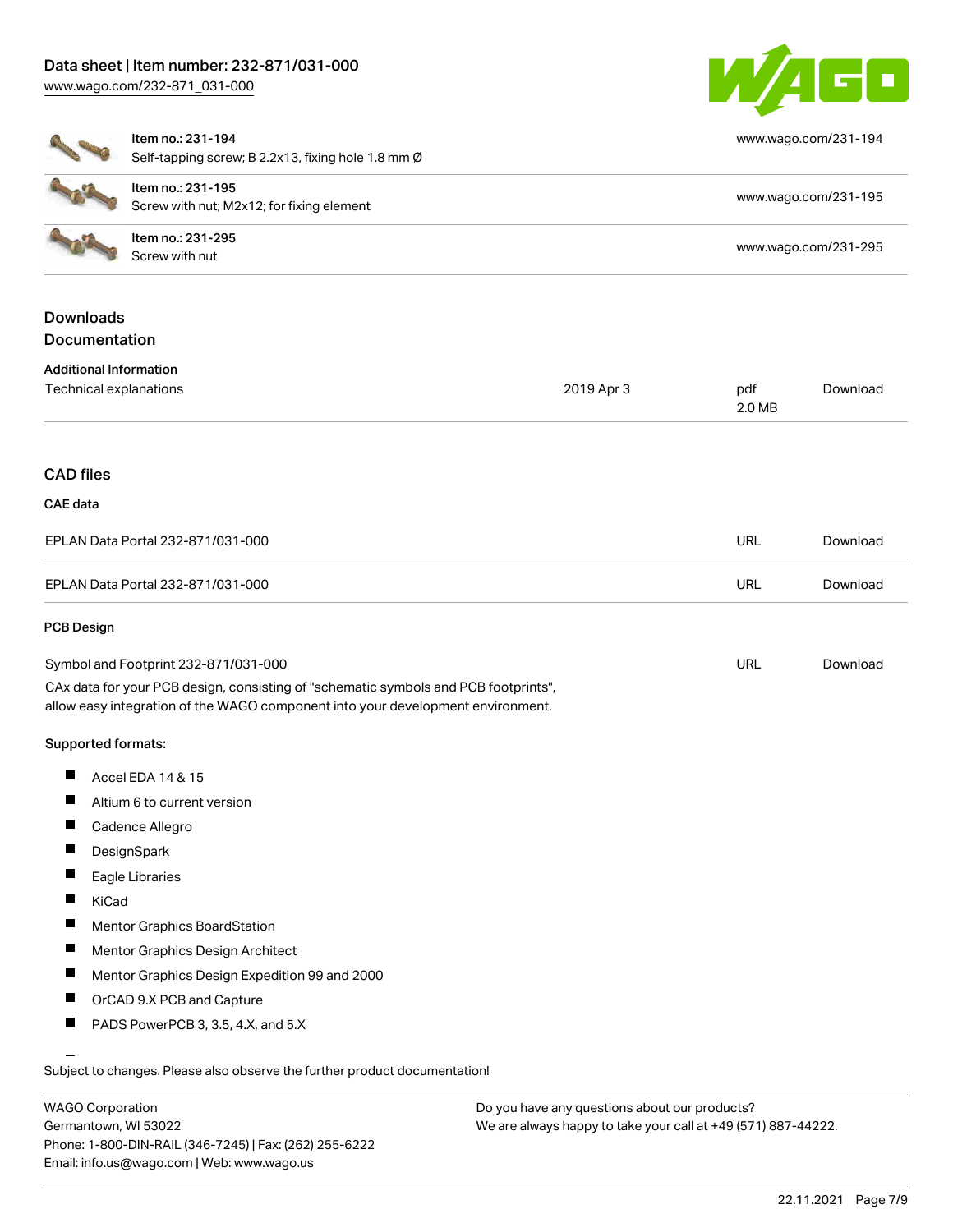| Item | Link |
|---|---|
| Item no.: 231-194<br>Self-tapping screw; B 2.2x13, fixing hole 1.8 mm Ø | www.wago.com/231-194 |
| Item no.: 231-195<br>Screw with nut; M2x12; for fixing element | www.wago.com/231-195 |
| Item no.: 231-295<br>Screw with nut | www.wago.com/231-295 |

## Downloads

## Documentation

### Additional Information

| | | | |
|---|---|---|---|
| Technical explanations | 2019 Apr 3 | pdf<br>2.0 MB | Download |

## CAD files

### CAE data

| | | |
|---|---|---|
| EPLAN Data Portal 232-871/031-000 | URL | Download |
| EPLAN Data Portal 232-871/031-000 | URL | Download |

### PCB Design

| | | |
|---|---|---|
| Symbol and Footprint 232-871/031-000 | URL | Download |

CAx data for your PCB design, consisting of "schematic symbols and PCB footprints", allow easy integration of the WAGO component into your development environment.

**Supported formats:**

- Accel EDA 14 & 15
- Altium 6 to current version
- Cadence Allegro
- DesignSpark
- Eagle Libraries
- KiCad
- Mentor Graphics BoardStation
- Mentor Graphics Design Architect
- Mentor Graphics Design Expedition 99 and 2000
- OrCAD 9.X PCB and Capture
- PADS PowerPCB 3, 3.5, 4.X, and 5.X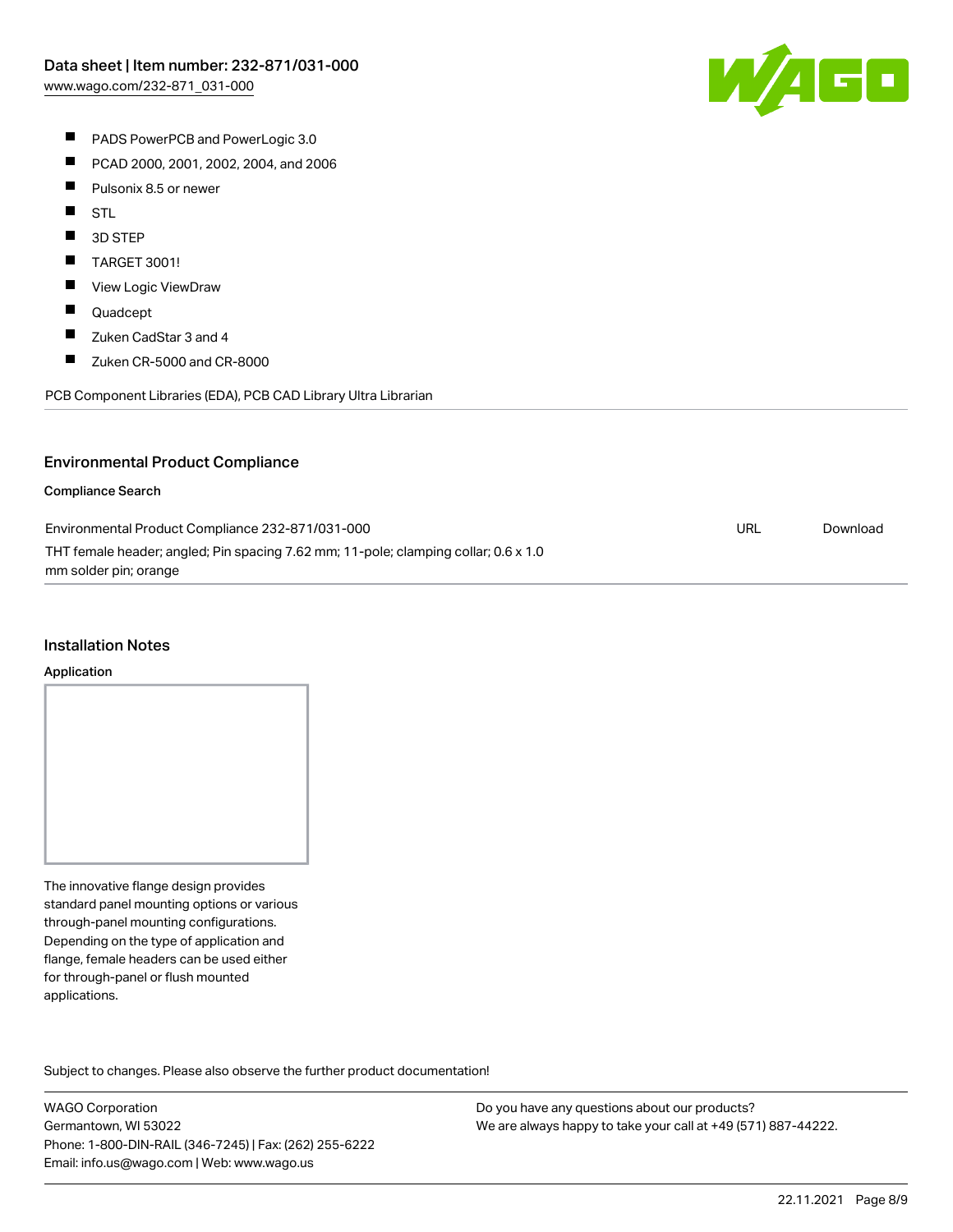- PADS PowerPCB and PowerLogic 3.0
- PCAD 2000, 2001, 2002, 2004, and 2006
- Pulsonix 8.5 or newer
- STL
- 3D STEP
- TARGET 3001!
- View Logic ViewDraw
- Quadcept
- Zuken CadStar 3 and 4
- Zuken CR-5000 and CR-8000

PCB Component Libraries (EDA), PCB CAD Library Ultra Librarian

## Environmental Product Compliance

### Compliance Search

| | | |
|---|---|---|
| Environmental Product Compliance 232-871/031-000<br>THT female header; angled; Pin spacing 7.62 mm; 11-pole; clamping collar; 0.6 x 1.0 mm solder pin; orange | URL | Download |

## Installation Notes

### Application

The innovative flange design provides standard panel mounting options or various through-panel mounting configurations. Depending on the type of application and flange, female headers can be used either for through-panel or flush mounted applications.

Subject to changes. Please also observe the further product documentation!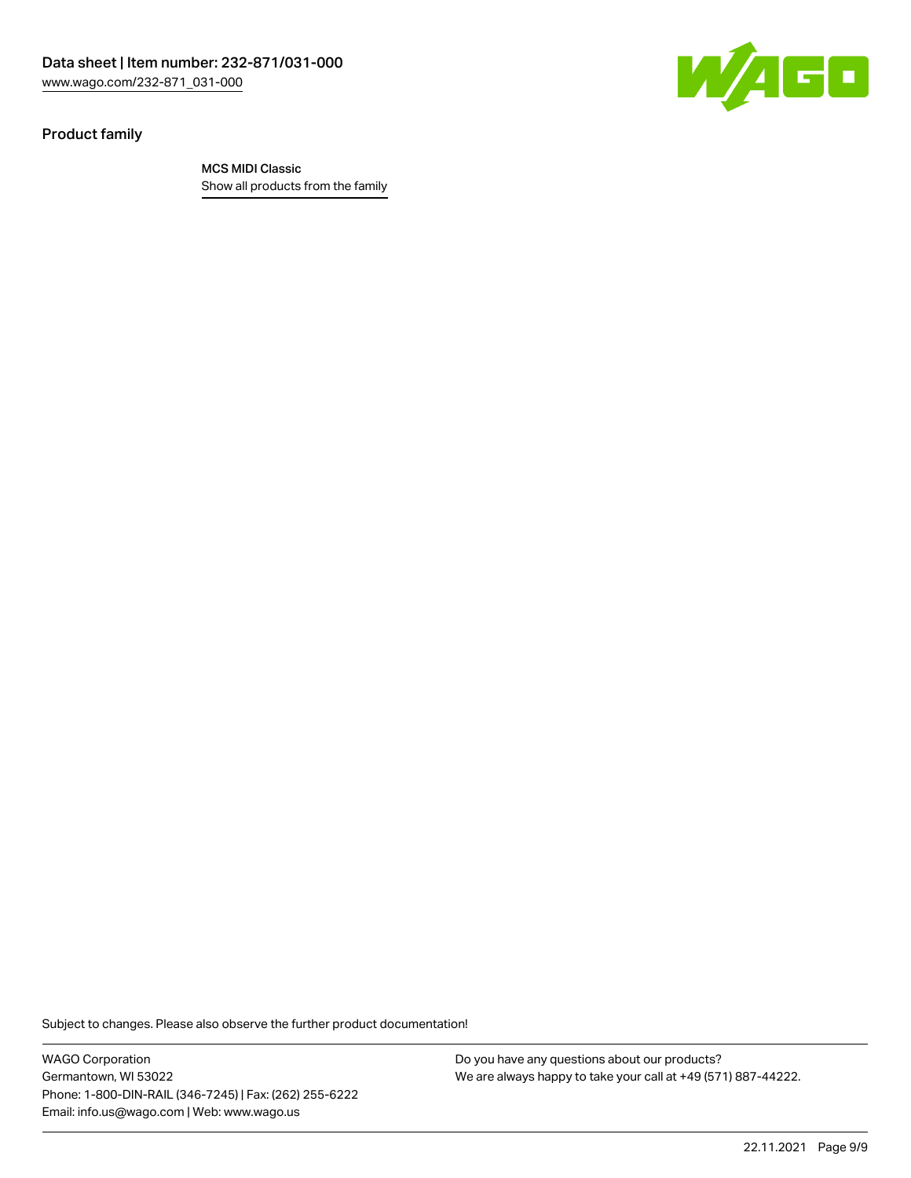## Product family

MCS MIDI Classic
Show all products from the family